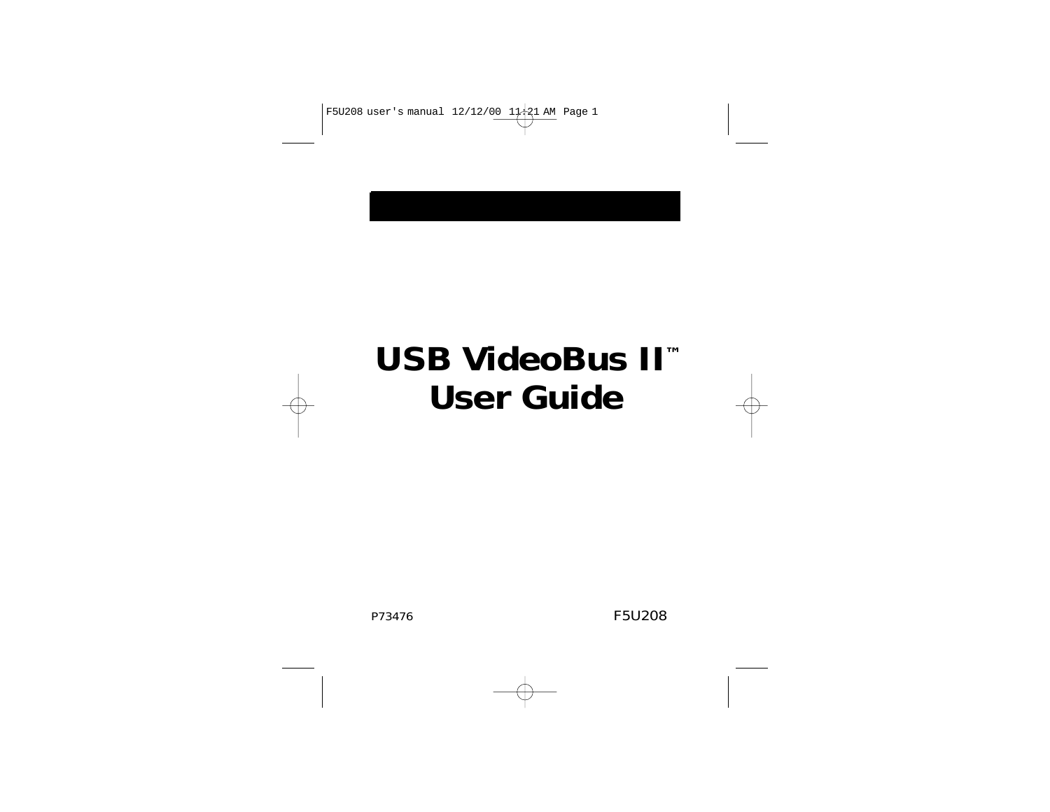# USB VideoBus II™ User Guide

P73476

F5U208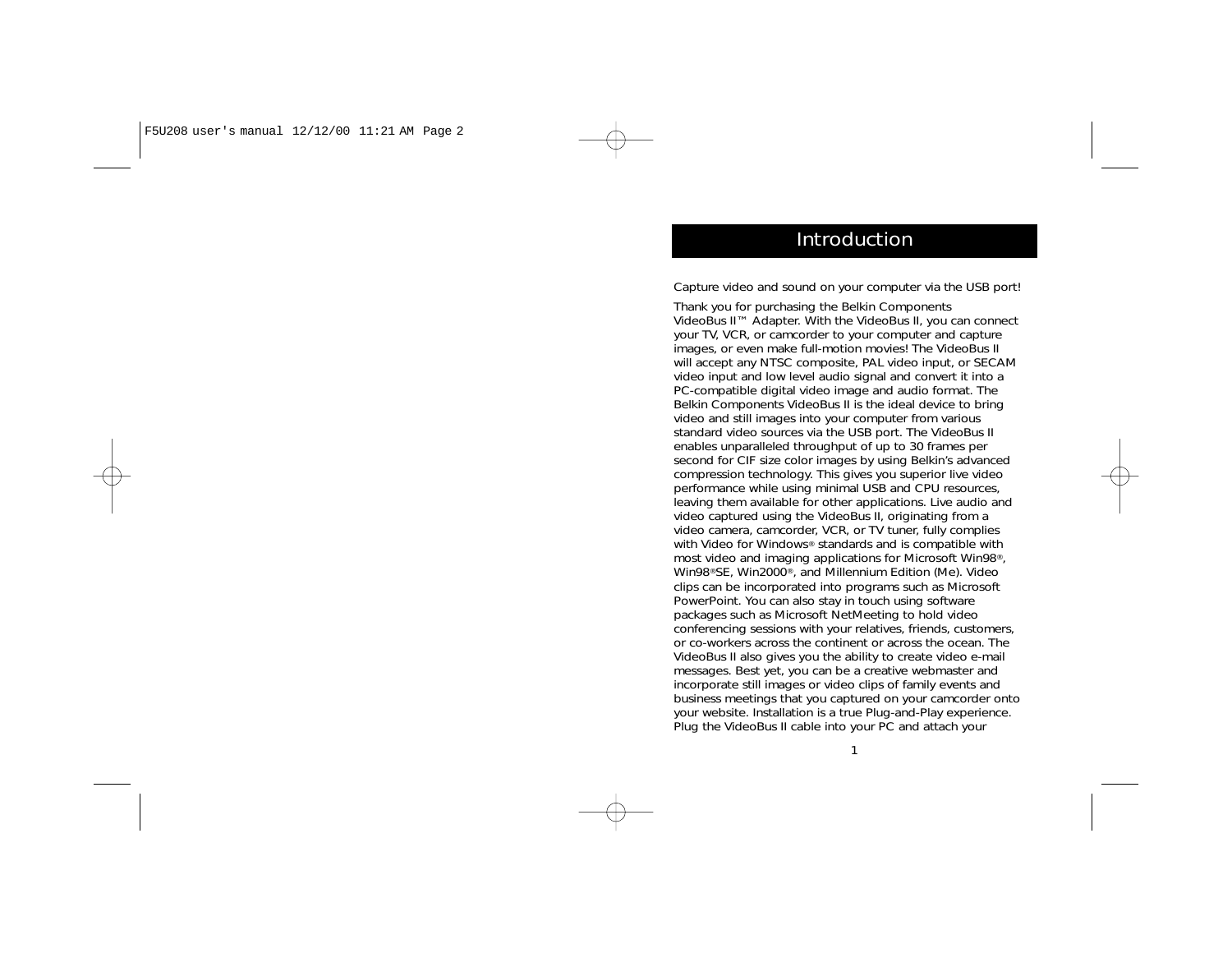# Introduction

Capture video and sound on your computer via the USB port!

Thank you for purchasing the Belkin Components VideoBus II™ Adapter. With the VideoBus II, you can connect your TV, VCR, or camcorder to your computer and capture images, or even make full-motion movies! The VideoBus II will accept any NTSC composite, PAL video input, or SECAM video input and low level audio signal and convert it into a PC-compatible digital video image and audio format. The Belkin Components VideoBus II is the ideal device to bring video and still images into your computer from various standard video sources via the USB port. The VideoBus II enables unparalleled throughput of up to 30 frames per second for CIF size color images by using Belkin's advanced compression technology. This gives you superior live video performance while using minimal USB and CPU resources, leaving them available for other applications. Live audio and video captured using the VideoBus II, originating from a video camera, camcorder, VCR, or TV tuner, fully complies with Video for Windows® standards and is compatible with most video and imaging applications for Microsoft Win98®, Win98®SE, Win2000®, and Millennium Edition (Me). Video clips can be incorporated into programs such as Microsoft PowerPoint. You can also stay in touch using software packages such as Microsoft NetMeeting to hold video conferencing sessions with your relatives, friends, customers, or co-workers across the continent or across the ocean. The VideoBus II also gives you the ability to create video e-mail messages. Best yet, you can be a creative webmaster and incorporate still images or video clips of family events and business meetings that you captured on your camcorder onto your website. Installation is a true Plug-and-Play experience. Plug the VideoBus II cable into your PC and attach your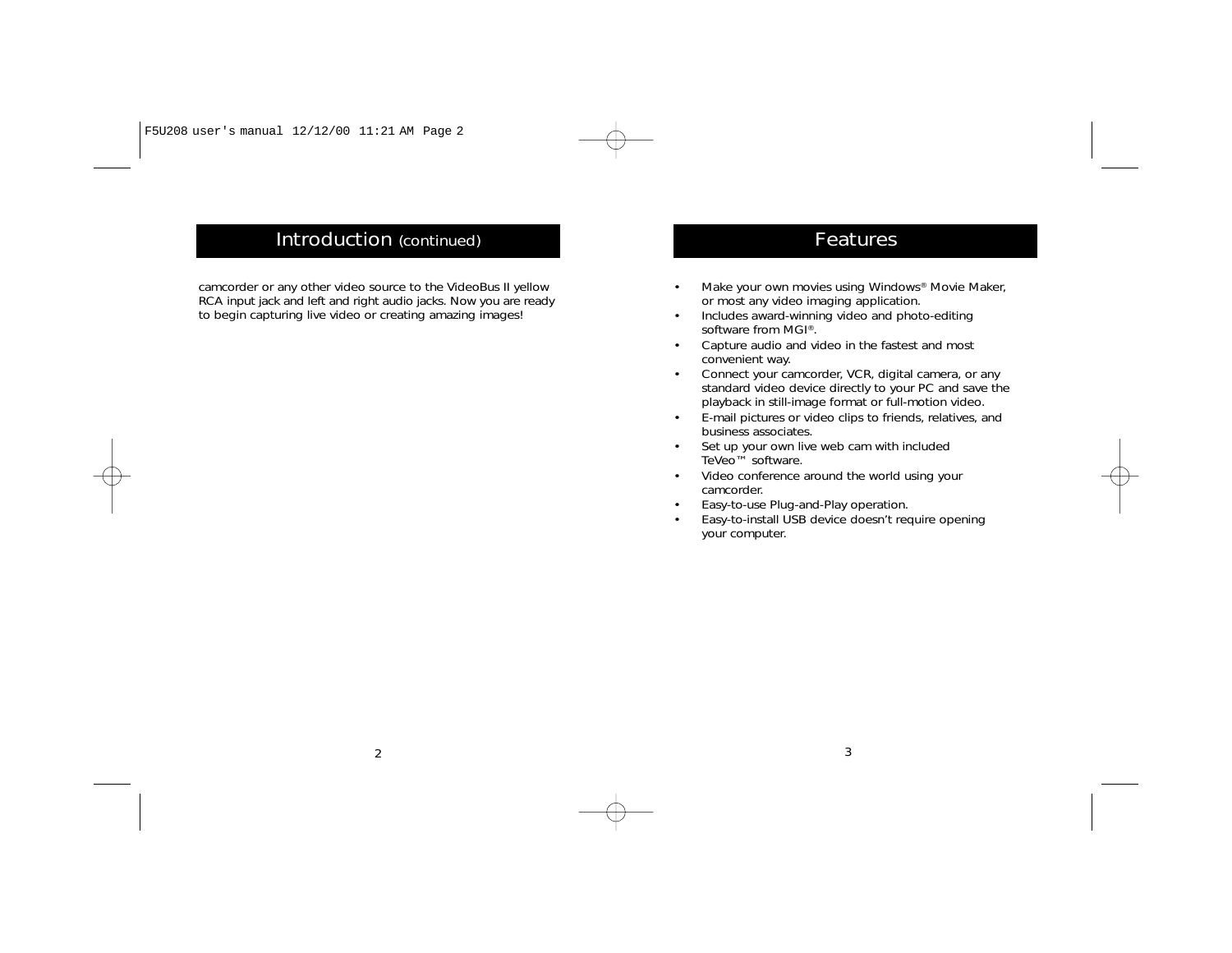## Introduction (continued)

camcorder or any other video source to the VideoBus II yellow RCA input jack and left and right audio jacks. Now you are ready to begin capturing live video or creating amazing images!

## Features

- Make your own movies using Windows® Movie Maker, or most any video imaging application.
- Includes award-winning video and photo-editing software from MGI®.
- Capture audio and video in the fastest and most convenient way.
- Connect your camcorder, VCR, digital camera, or any standard video device directly to your PC and save the playback in still-image format or full-motion video.
- E-mail pictures or video clips to friends, relatives, and business associates.
- Set up your own live web cam with included TeVeo™ software.
- Video conference around the world using your camcorder.
- Easy-to-use Plug-and-Play operation.
- Easy-to-install USB device doesn't require opening your computer.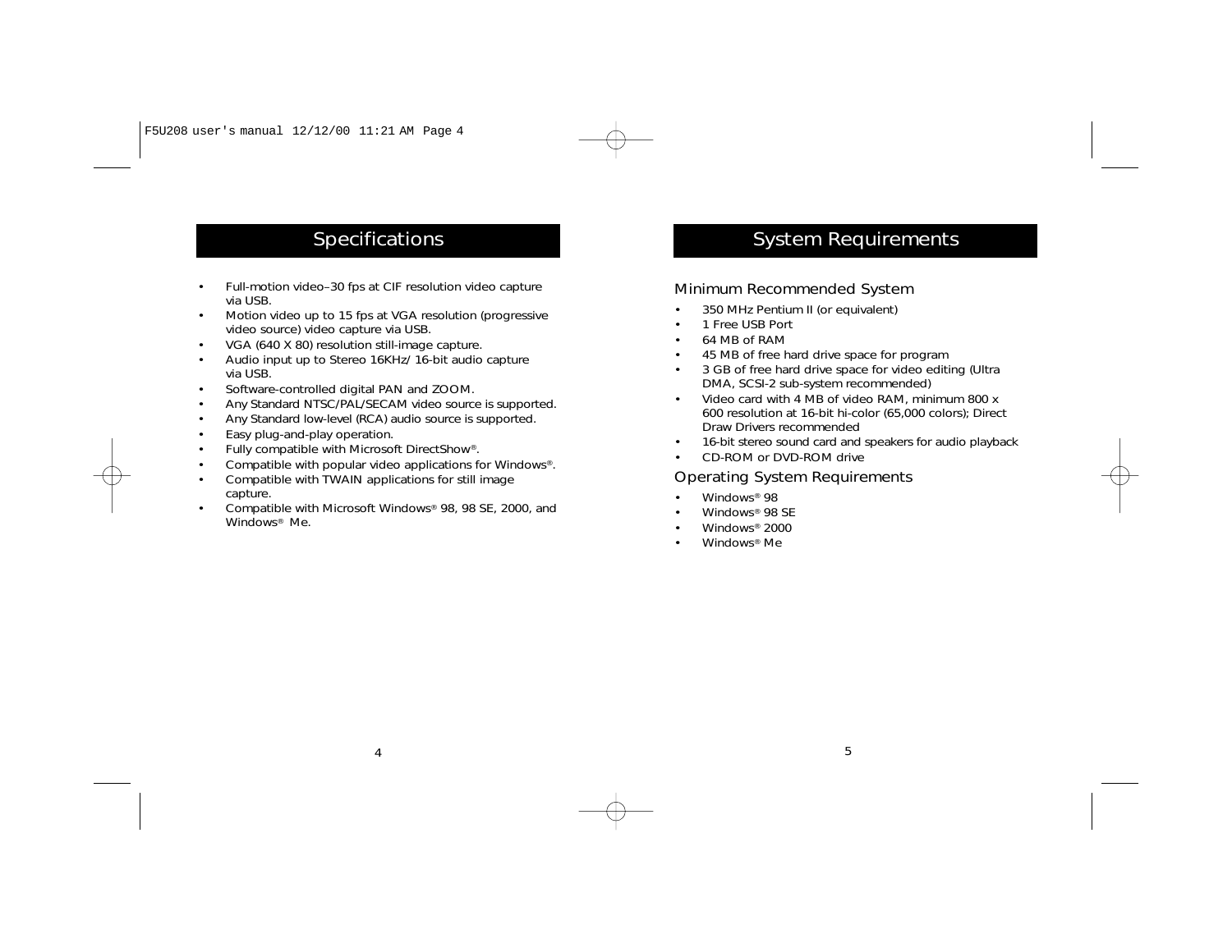## Specifications

- Full-motion video–30 fps at CIF resolution video capture via USB.
- Motion video up to 15 fps at VGA resolution (progressive video source) video capture via USB.
- VGA (640 X 80) resolution still-image capture.
- Audio input up to Stereo 16KHz/ 16-bit audio capture via USB.
- Software-controlled digital PAN and ZOOM.
- Any Standard NTSC/PAL/SECAM video source is supported.
- Any Standard low-level (RCA) audio source is supported.
- Easy plug-and-play operation.
- Fully compatible with Microsoft DirectShow®.
- Compatible with popular video applications for Windows®.
- Compatible with TWAIN applications for still image capture.
- Compatible with Microsoft Windows® 98, 98 SE, 2000, and Windows® Me.

## System Requirements

### Minimum Recommended System

- 350 MHz Pentium II (or equivalent)
- 1 Free USB Port
- 64 MB of RAM
- 45 MB of free hard drive space for program
- 3 GB of free hard drive space for video editing (Ultra DMA, SCSI-2 sub-system recommended)
- Video card with 4 MB of video RAM, minimum 800 x 600 resolution at 16-bit hi-color (65,000 colors); Direct Draw Drivers recommended
- 16-bit stereo sound card and speakers for audio playback
- CD-ROM or DVD-ROM drive

### Operating System Requirements

- Windows® 98
- Windows® 98 SE
- Windows® 2000
- Windows® Me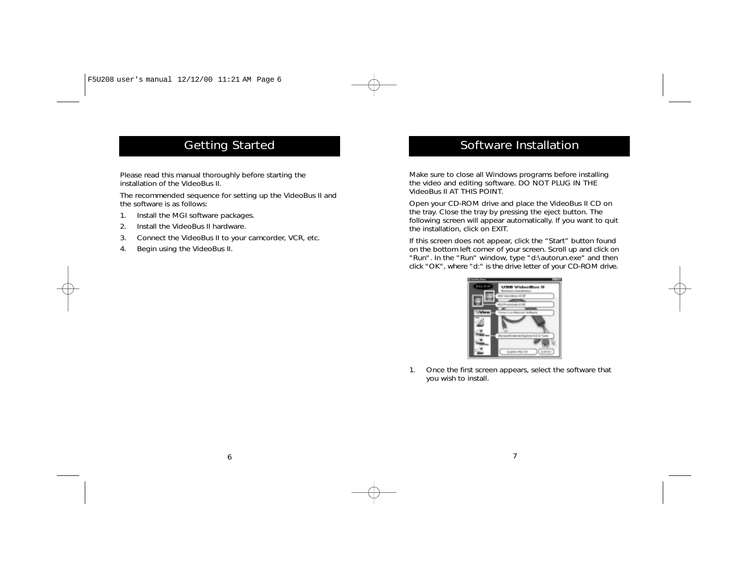## Getting Started

Please read this manual thoroughly before starting the installation of the VideoBus II.

The recommended sequence for setting up the VideoBus II and the software is as follows:

1. Install the MGI software packages.
2. Install the VideoBus II hardware.
3. Connect the VideoBus II to your camcorder, VCR, etc.
4. Begin using the VideoBus II.

## Software Installation

Make sure to close all Windows programs before installing the video and editing software. DO NOT PLUG IN THE VideoBus II AT THIS POINT.

Open your CD-ROM drive and place the VideoBus II CD on the tray. Close the tray by pressing the eject button. The following screen will appear automatically. If you want to quit the installation, click on EXIT.

If this screen does not appear, click the "Start" button found on the bottom left corner of your screen. Scroll up and click on "Run". In the "Run" window, type "d:\autorun.exe" and then click "OK", where "d:" is the drive letter of your CD-ROM drive.

1. Once the first screen appears, select the software that you wish to install.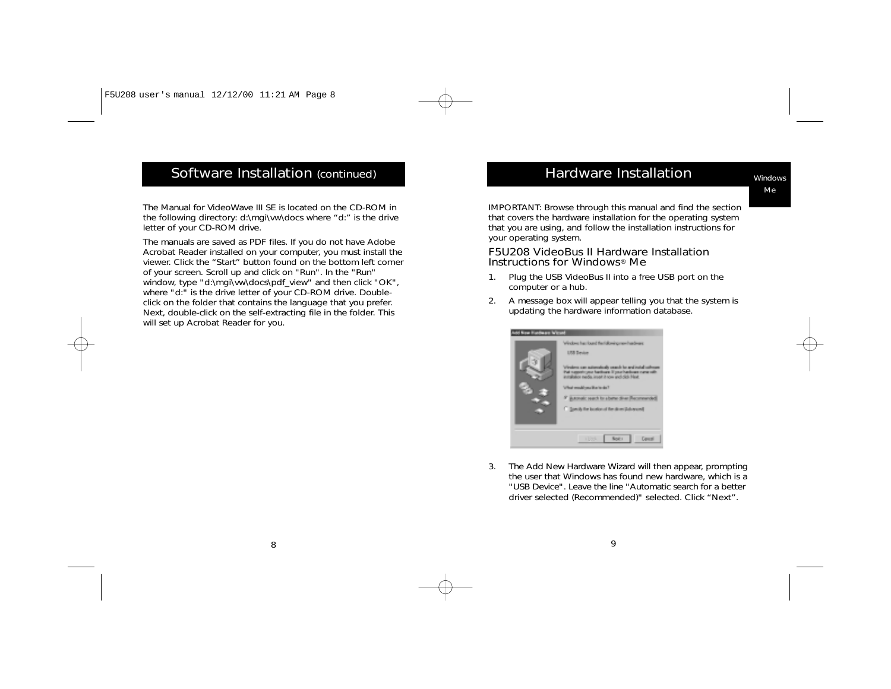## Software Installation (continued)

The Manual for VideoWave III SE is located on the CD-ROM in the following directory: d:\mgi\vw\docs where "d:" is the drive letter of your CD-ROM drive.

The manuals are saved as PDF files. If you do not have Adobe Acrobat Reader installed on your computer, you must install the viewer. Click the "Start" button found on the bottom left corner of your screen. Scroll up and click on "Run". In the "Run" window, type "d:\mgi\vw\docs\pdf_view" and then click "OK", where "d:" is the drive letter of your CD-ROM drive. Double-click on the folder that contains the language that you prefer. Next, double-click on the self-extracting file in the folder. This will set up Acrobat Reader for you.

## Hardware Installation

Windows Me

IMPORTANT: Browse through this manual and find the section that covers the hardware installation for the operating system that you are using, and follow the installation instructions for your operating system.

### F5U208 VideoBus II Hardware Installation Instructions for Windows® Me

1. Plug the USB VideoBus II into a free USB port on the computer or a hub.
2. A message box will appear telling you that the system is updating the hardware information database.
3. The Add New Hardware Wizard will then appear, prompting the user that Windows has found new hardware, which is a "USB Device". Leave the line "Automatic search for a better driver selected (Recommended)" selected. Click "Next".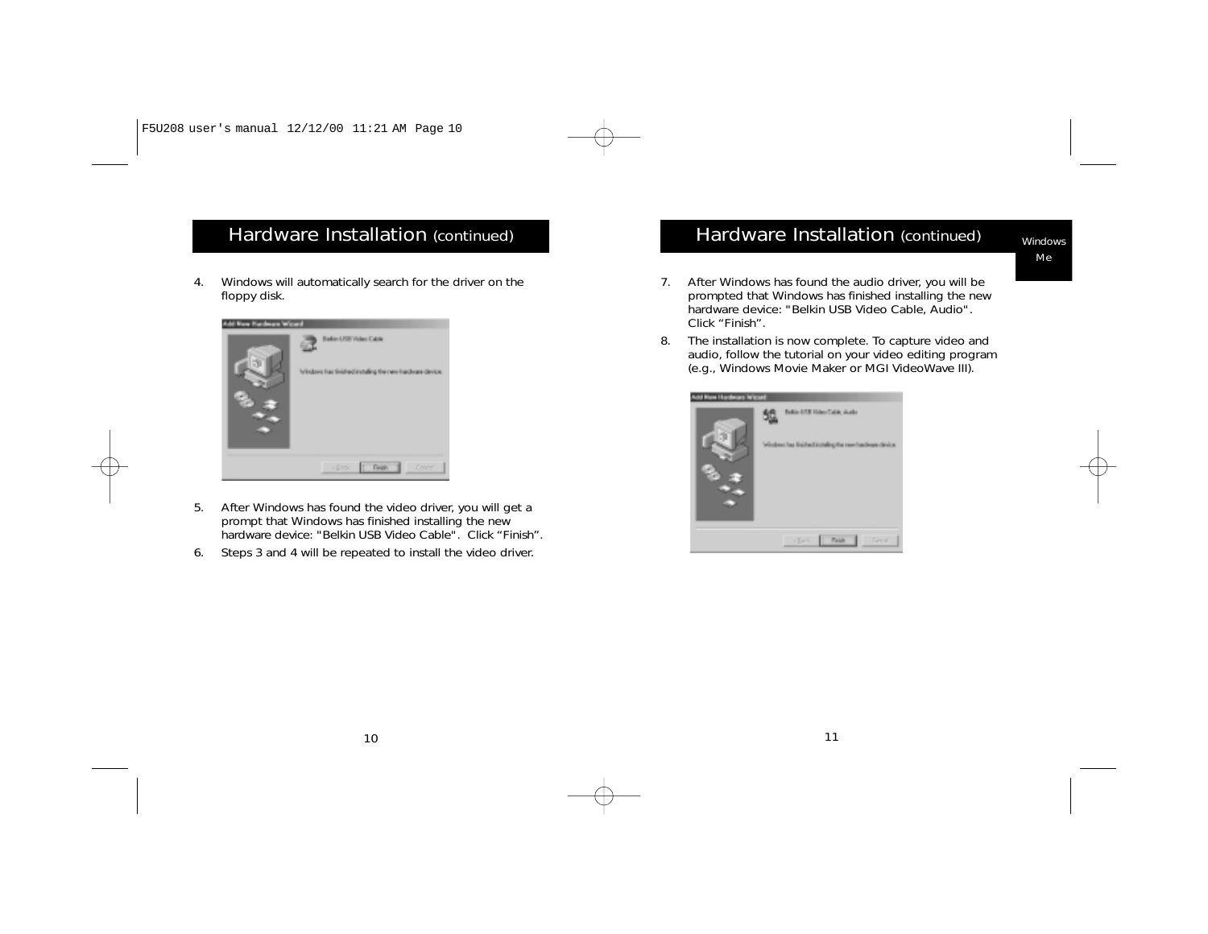## Hardware Installation (continued)

4. Windows will automatically search for the driver on the floppy disk.

5. After Windows has found the video driver, you will get a prompt that Windows has finished installing the new hardware device: "Belkin USB Video Cable". Click “Finish”.
6. Steps 3 and 4 will be repeated to install the video driver.

## Hardware Installation (continued)

Windows Me

7. After Windows has found the audio driver, you will be prompted that Windows has finished installing the new hardware device: "Belkin USB Video Cable, Audio". Click “Finish”.
8. The installation is now complete. To capture video and audio, follow the tutorial on your video editing program (e.g., Windows Movie Maker or MGI VideoWave III).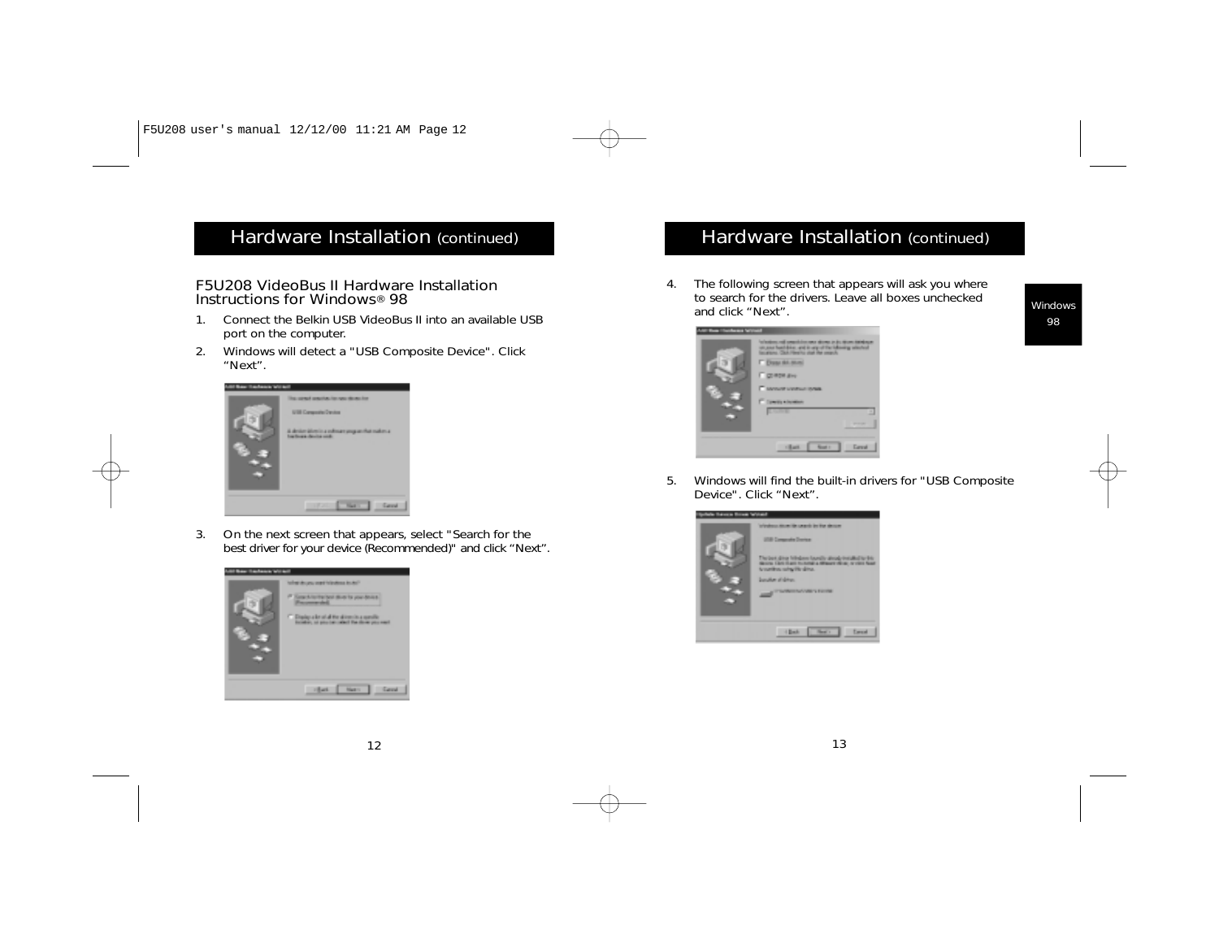## Hardware Installation (continued)

### F5U208 VideoBus II Hardware Installation Instructions for Windows® 98

1. Connect the Belkin USB VideoBus II into an available USB port on the computer.
2. Windows will detect a "USB Composite Device". Click "Next".
3. On the next screen that appears, select "Search for the best driver for your device (Recommended)" and click "Next".

## Hardware Installation (continued)

4. The following screen that appears will ask you where to search for the drivers. Leave all boxes unchecked and click "Next".
5. Windows will find the built-in drivers for "USB Composite Device". Click "Next".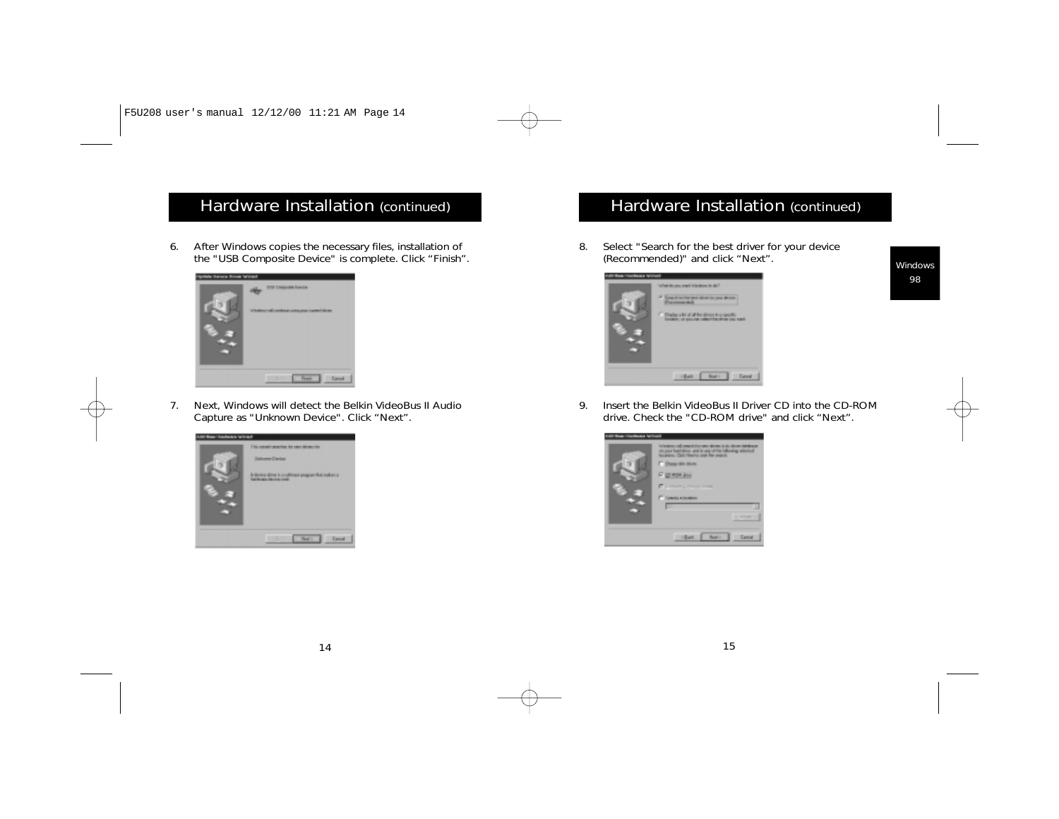## Hardware Installation (continued)

6. After Windows copies the necessary files, installation of the "USB Composite Device" is complete. Click “Finish”.

7. Next, Windows will detect the Belkin VideoBus II Audio Capture as "Unknown Device". Click “Next”.

## Hardware Installation (continued)

8. Select "Search for the best driver for your device (Recommended)" and click “Next”.

9. Insert the Belkin VideoBus II Driver CD into the CD-ROM drive. Check the "CD-ROM drive" and click “Next”.

Windows 98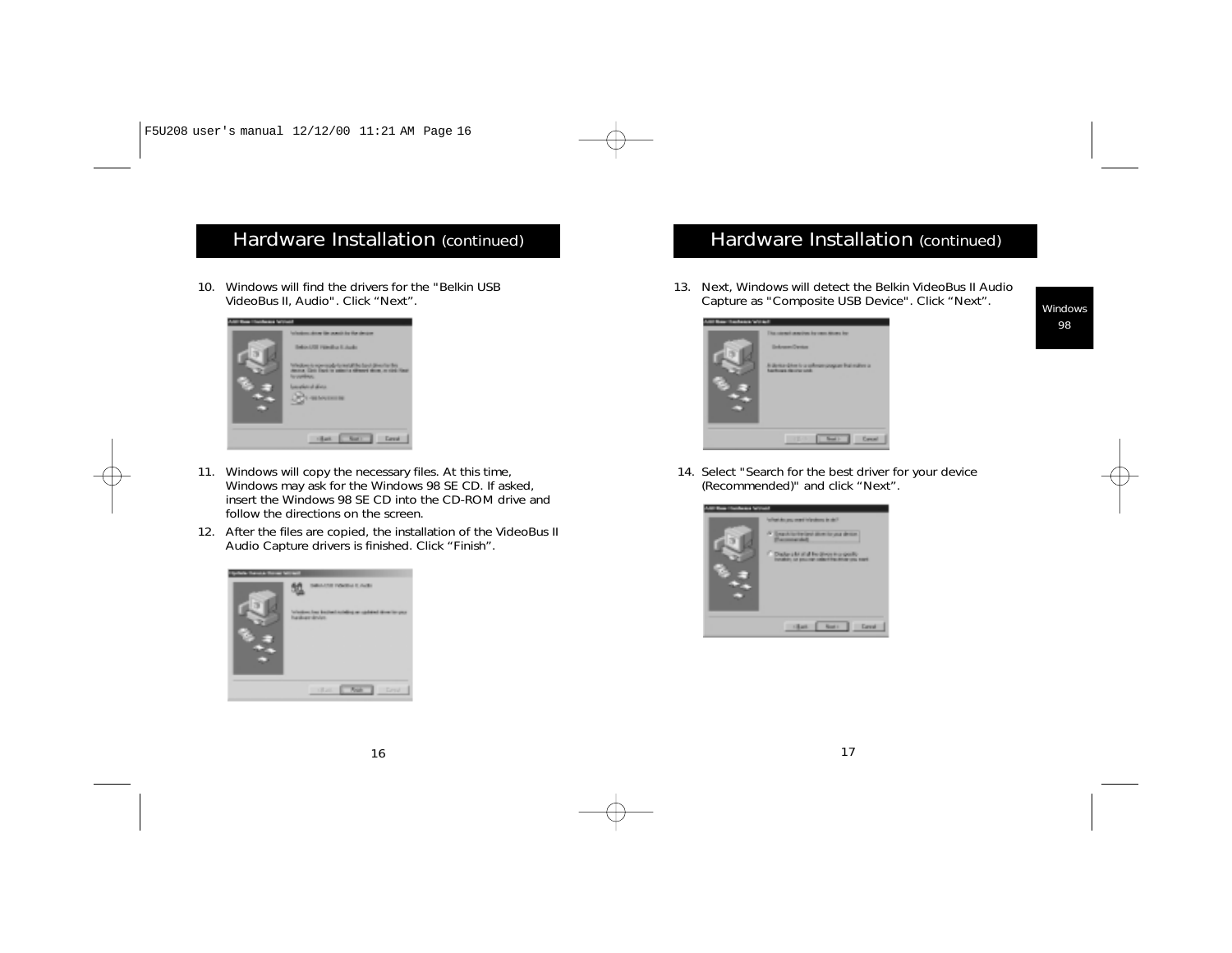## Hardware Installation (continued)

10. Windows will find the drivers for the "Belkin USB VideoBus II, Audio". Click “Next”.

11. Windows will copy the necessary files. At this time, Windows may ask for the Windows 98 SE CD. If asked, insert the Windows 98 SE CD into the CD-ROM drive and follow the directions on the screen.

12. After the files are copied, the installation of the VideoBus II Audio Capture drivers is finished. Click “Finish”.

## Hardware Installation (continued)

13. Next, Windows will detect the Belkin VideoBus II Audio Capture as "Composite USB Device". Click “Next”.

14. Select "Search for the best driver for your device (Recommended)" and click “Next”.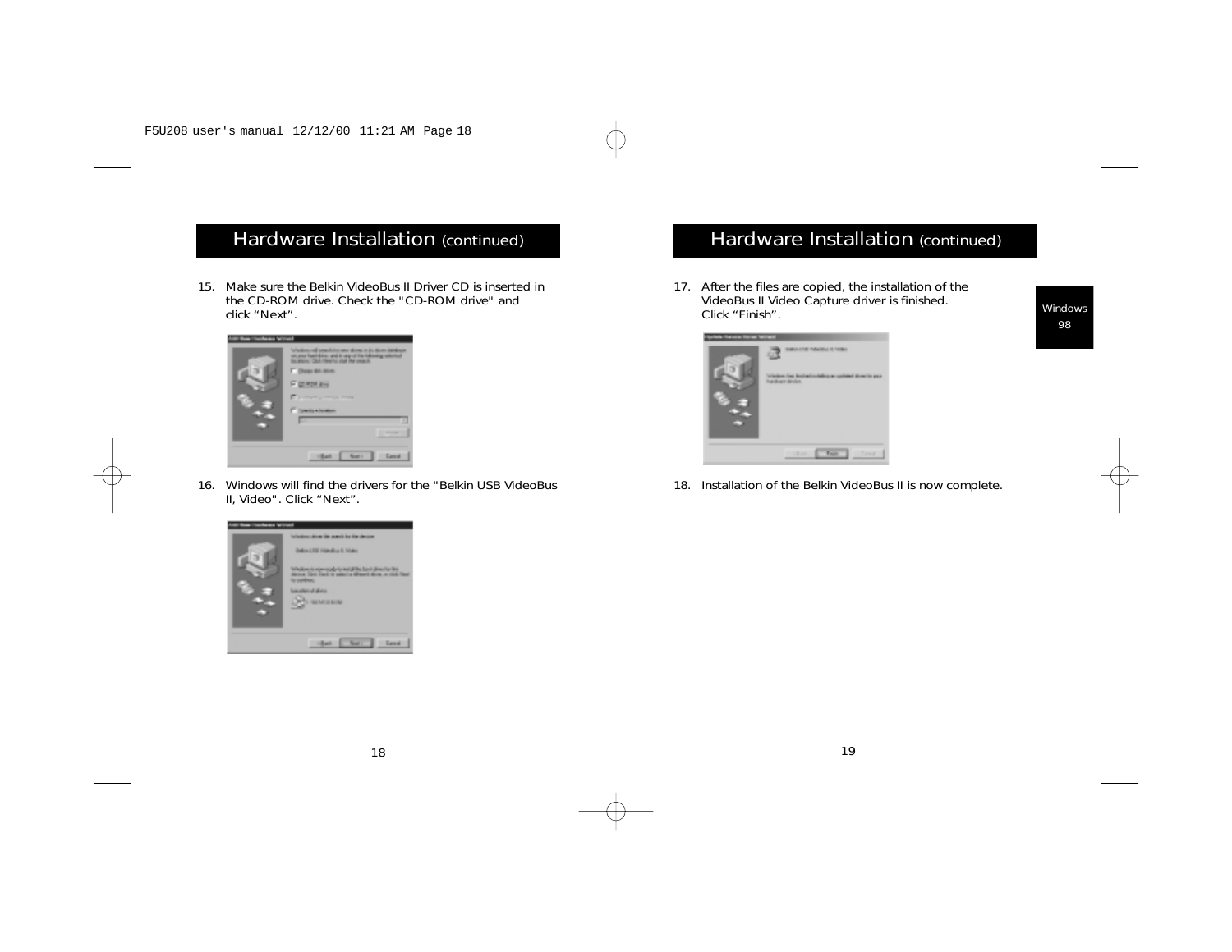## Hardware Installation (continued)

15. Make sure the Belkin VideoBus II Driver CD is inserted in the CD-ROM drive. Check the "CD-ROM drive" and click “Next”.

16. Windows will find the drivers for the "Belkin USB VideoBus II, Video". Click “Next”.

## Hardware Installation (continued)

Windows 98

17. After the files are copied, the installation of the VideoBus II Video Capture driver is finished. Click “Finish”.

18. Installation of the Belkin VideoBus II is now complete.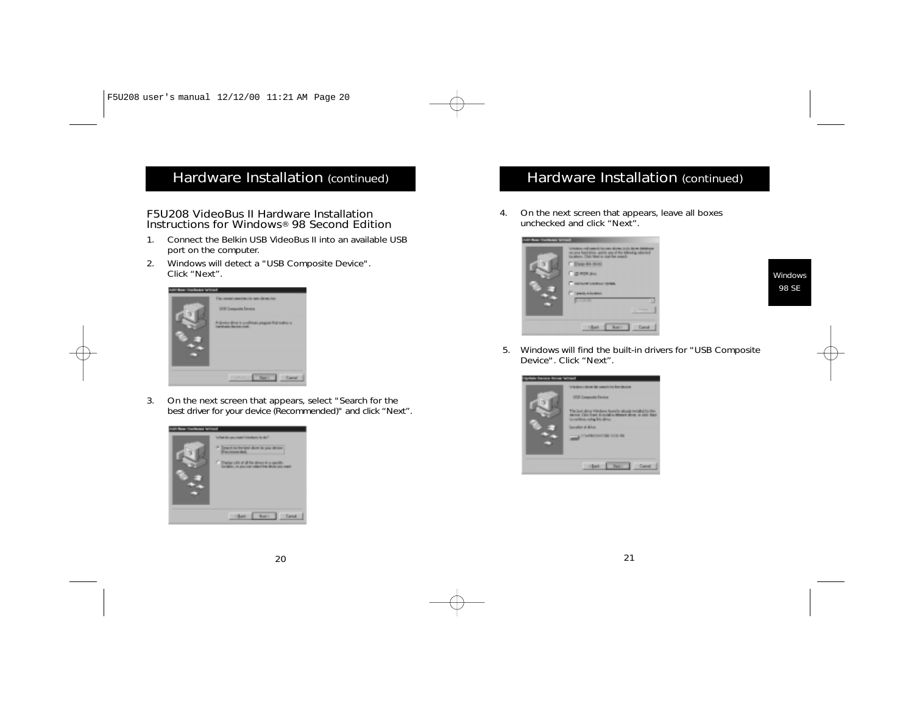## Hardware Installation (continued)

### F5U208 VideoBus II Hardware Installation Instructions for Windows® 98 Second Edition

1. Connect the Belkin USB VideoBus II into an available USB port on the computer.
2. Windows will detect a "USB Composite Device". Click “Next”.
3. On the next screen that appears, select "Search for the best driver for your device (Recommended)" and click “Next”.

## Hardware Installation (continued)

4. On the next screen that appears, leave all boxes unchecked and click “Next”.
5. Windows will find the built-in drivers for "USB Composite Device". Click “Next”.

Windows 98 SE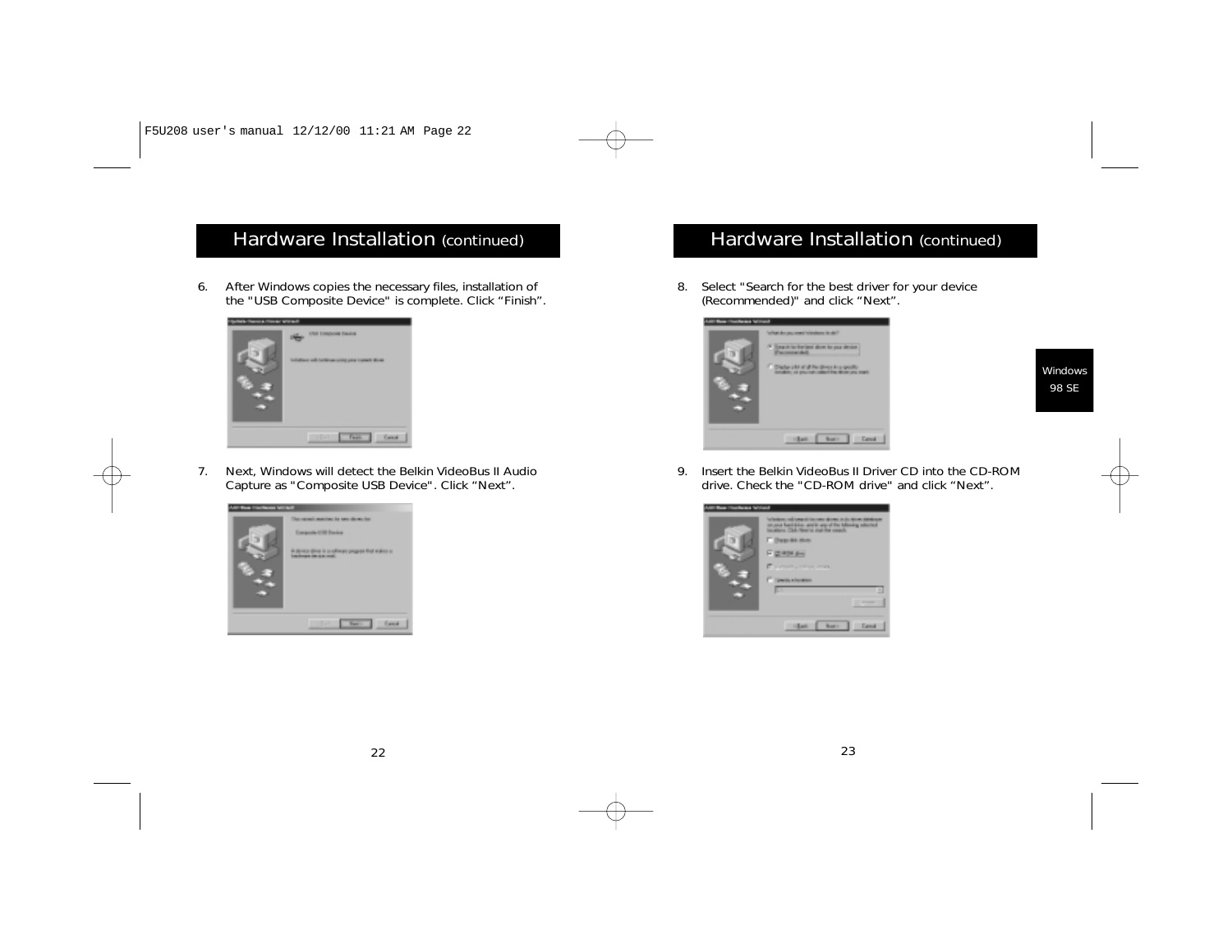## Hardware Installation (continued)

6. After Windows copies the necessary files, installation of the "USB Composite Device" is complete. Click “Finish”.

7. Next, Windows will detect the Belkin VideoBus II Audio Capture as "Composite USB Device". Click “Next”.

## Hardware Installation (continued)

8. Select "Search for the best driver for your device (Recommended)" and click “Next”.

9. Insert the Belkin VideoBus II Driver CD into the CD-ROM drive. Check the "CD-ROM drive" and click “Next”.

Windows 98 SE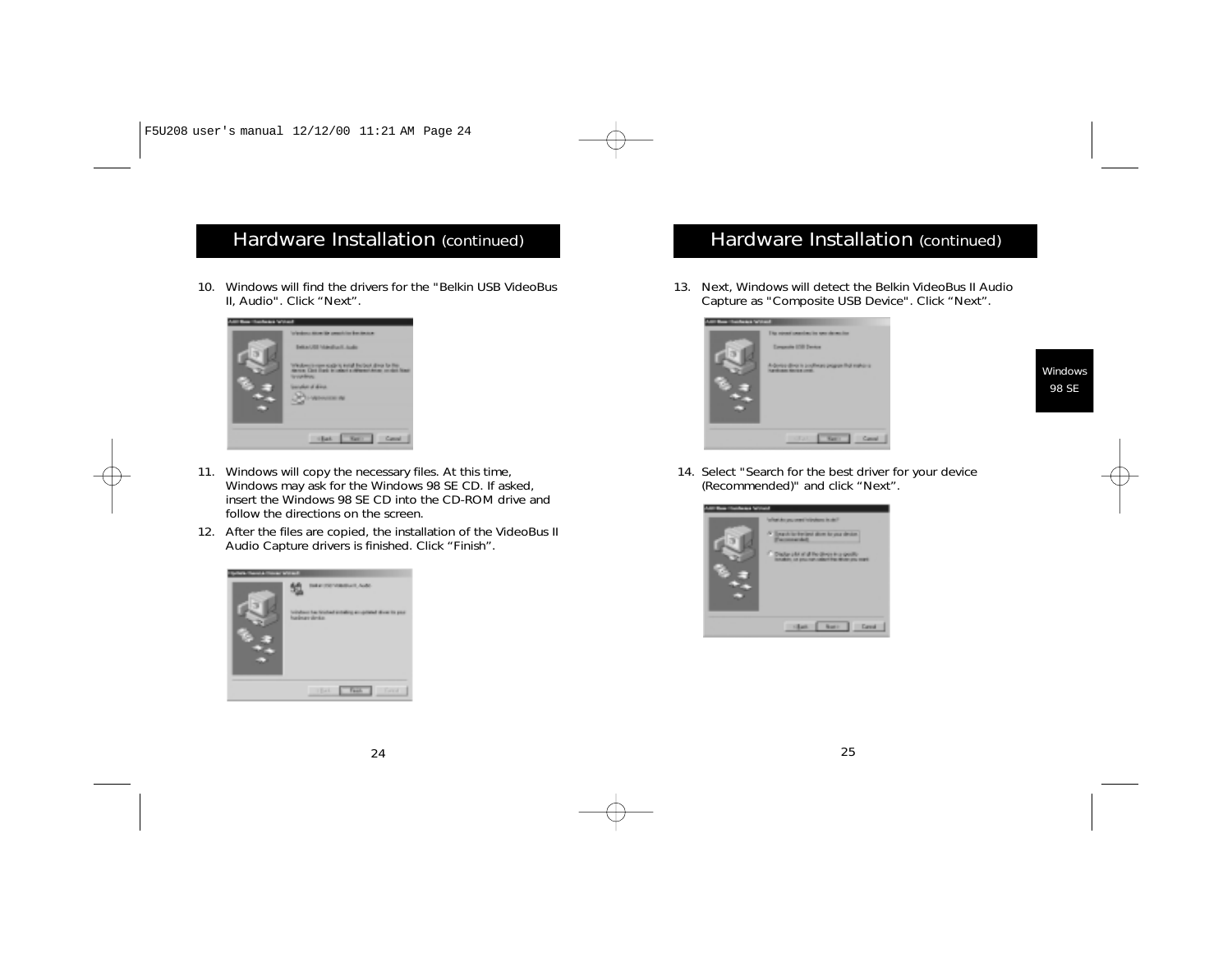## Hardware Installation (continued)

10. Windows will find the drivers for the "Belkin USB VideoBus II, Audio". Click "Next".

11. Windows will copy the necessary files. At this time, Windows may ask for the Windows 98 SE CD. If asked, insert the Windows 98 SE CD into the CD-ROM drive and follow the directions on the screen.

12. After the files are copied, the installation of the VideoBus II Audio Capture drivers is finished. Click "Finish".

## Hardware Installation (continued)

13. Next, Windows will detect the Belkin VideoBus II Audio Capture as "Composite USB Device". Click "Next".

14. Select "Search for the best driver for your device (Recommended)" and click "Next".

Windows 98 SE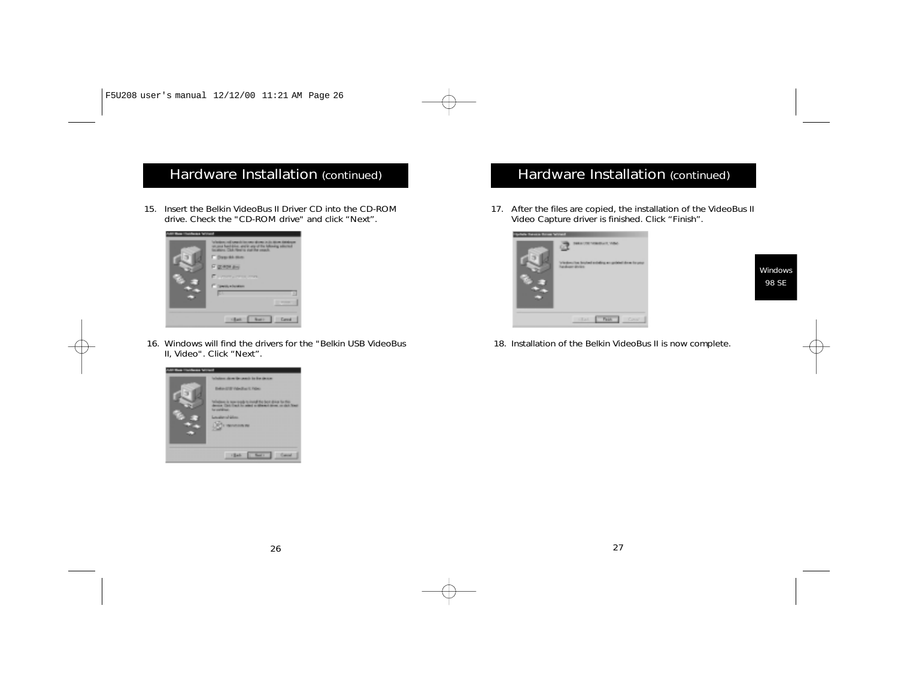## Hardware Installation (continued)

15. Insert the Belkin VideoBus II Driver CD into the CD-ROM drive. Check the "CD-ROM drive" and click “Next”.

16. Windows will find the drivers for the "Belkin USB VideoBus II, Video". Click “Next”.

## Hardware Installation (continued)

17. After the files are copied, the installation of the VideoBus II Video Capture driver is finished. Click “Finish”.

18. Installation of the Belkin VideoBus II is now complete.

Windows 98 SE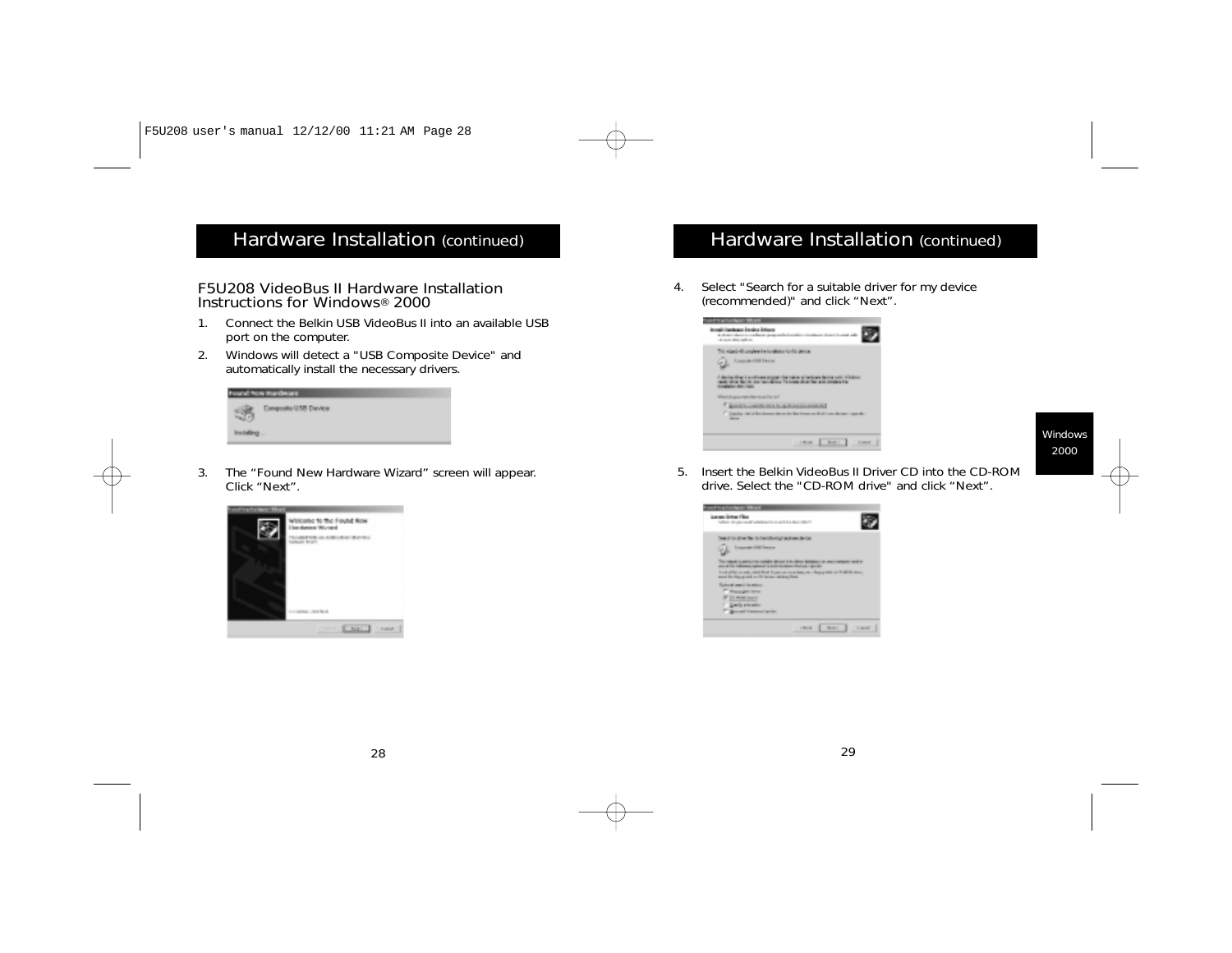## Hardware Installation (continued)

### F5U208 VideoBus II Hardware Installation Instructions for Windows® 2000

1. Connect the Belkin USB VideoBus II into an available USB port on the computer.
2. Windows will detect a "USB Composite Device" and automatically install the necessary drivers.
3. The “Found New Hardware Wizard” screen will appear. Click “Next”.

## Hardware Installation (continued)

4. Select "Search for a suitable driver for my device (recommended)" and click “Next”.
5. Insert the Belkin VideoBus II Driver CD into the CD-ROM drive. Select the "CD-ROM drive" and click “Next”.

Windows 2000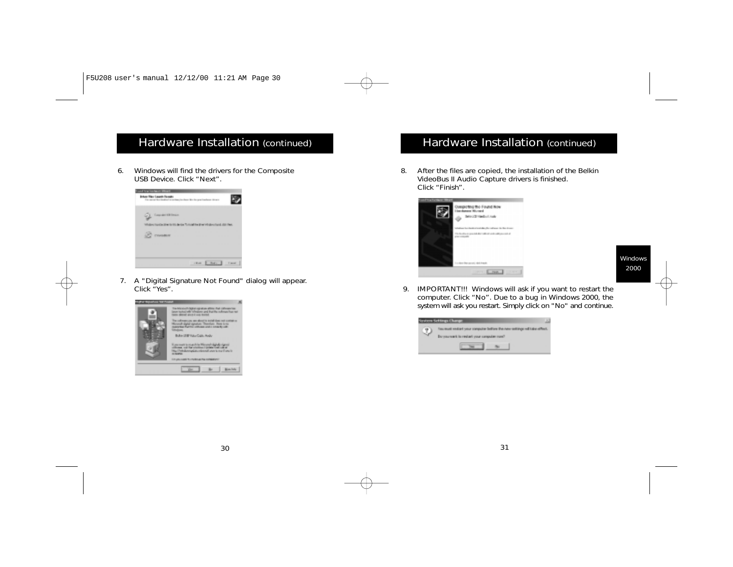## Hardware Installation (continued)

6. Windows will find the drivers for the Composite USB Device. Click “Next”.

7. A "Digital Signature Not Found" dialog will appear. Click “Yes”.

## Hardware Installation (continued)

8. After the files are copied, the installation of the Belkin VideoBus II Audio Capture drivers is finished. Click “Finish”.

9. IMPORTANT!!! Windows will ask if you want to restart the computer. Click “No”. Due to a bug in Windows 2000, the system will ask you restart. Simply click on "No" and continue.

Windows 2000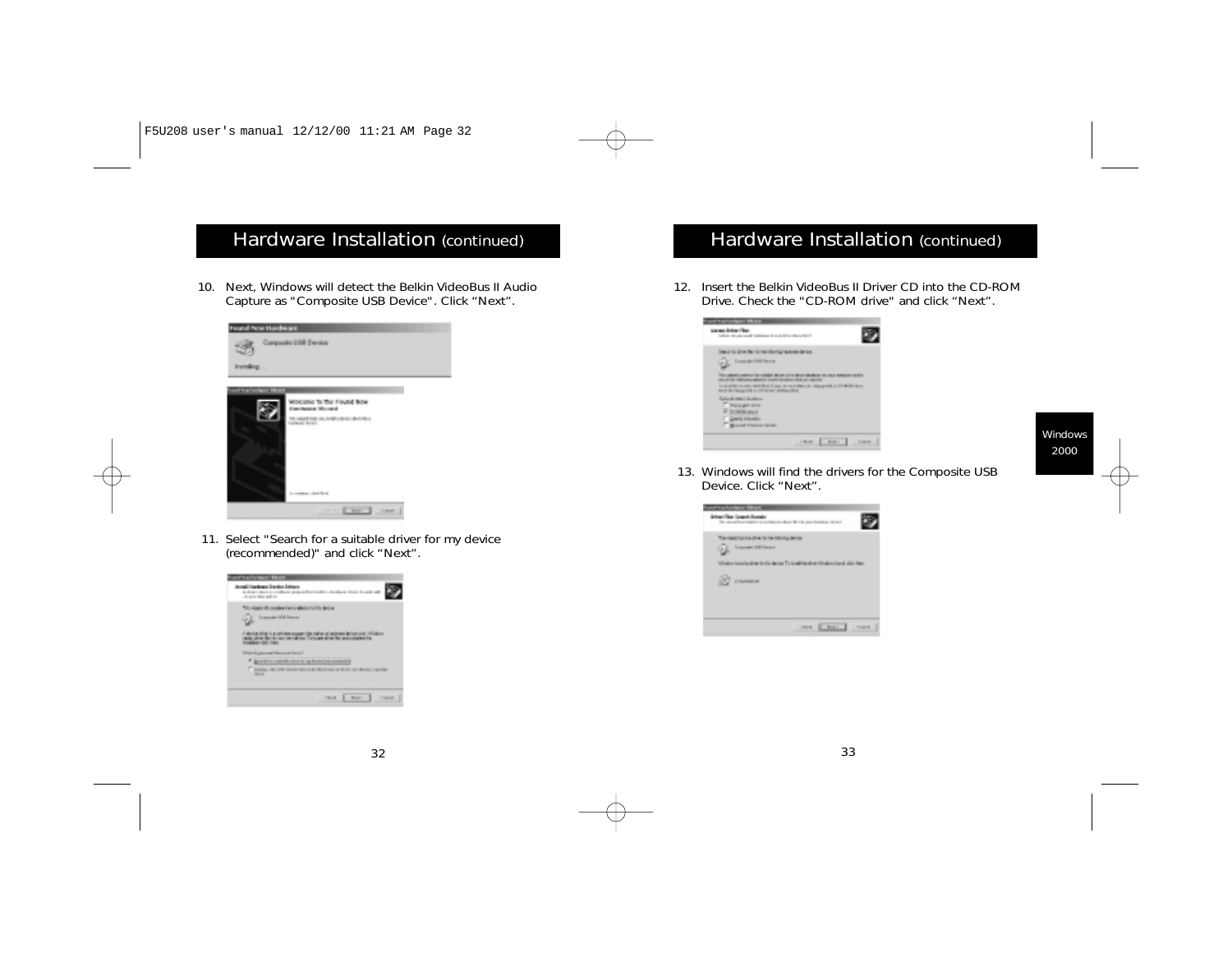## Hardware Installation (continued)

10. Next, Windows will detect the Belkin VideoBus II Audio Capture as "Composite USB Device". Click “Next”.

11. Select "Search for a suitable driver for my device (recommended)" and click “Next”.

## Hardware Installation (continued)

12. Insert the Belkin VideoBus II Driver CD into the CD-ROM Drive. Check the "CD-ROM drive" and click “Next”.

13. Windows will find the drivers for the Composite USB Device. Click “Next”.

Windows 2000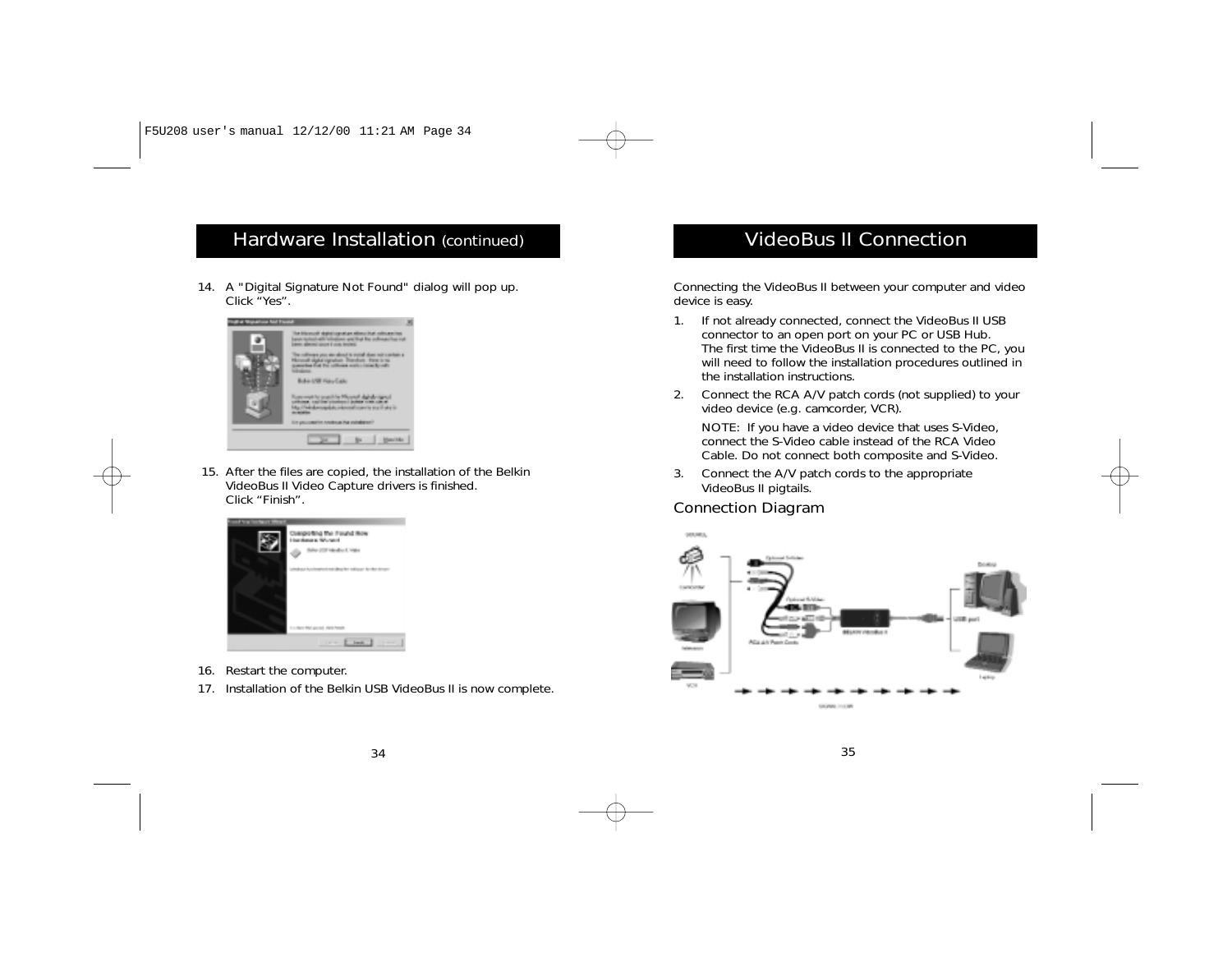## Hardware Installation (continued)

14. A "Digital Signature Not Found" dialog will pop up.
    Click "Yes".

15. After the files are copied, the installation of the Belkin VideoBus II Video Capture drivers is finished.
    Click "Finish".

16. Restart the computer.
17. Installation of the Belkin USB VideoBus II is now complete.

## VideoBus II Connection

Connecting the VideoBus II between your computer and video device is easy.

1. If not already connected, connect the VideoBus II USB connector to an open port on your PC or USB Hub.
   The first time the VideoBus II is connected to the PC, you will need to follow the installation procedures outlined in the installation instructions.
2. Connect the RCA A/V patch cords (not supplied) to your video device (e.g. camcorder, VCR).

   NOTE: If you have a video device that uses S-Video, connect the S-Video cable instead of the RCA Video Cable. Do not connect both composite and S-Video.
3. Connect the A/V patch cords to the appropriate VideoBus II pigtails.

### Connection Diagram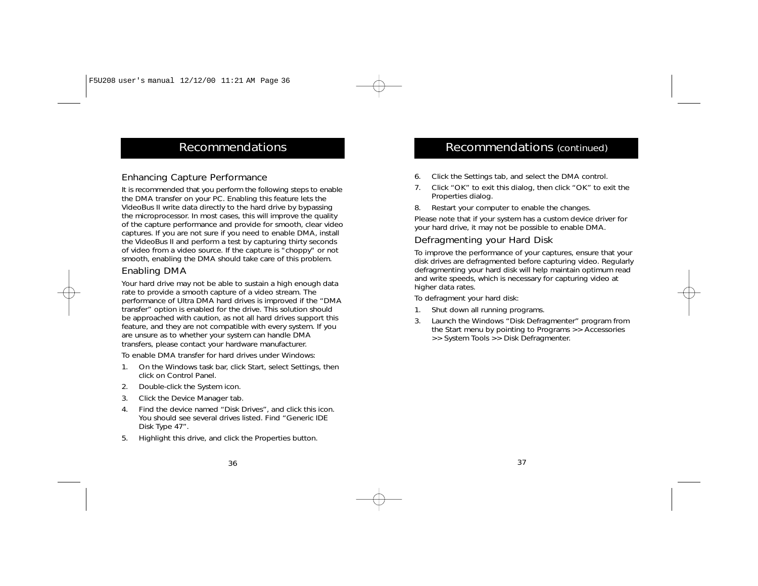## Recommendations

### Enhancing Capture Performance

It is recommended that you perform the following steps to enable the DMA transfer on your PC. Enabling this feature lets the VideoBus II write data directly to the hard drive by bypassing the microprocessor. In most cases, this will improve the quality of the capture performance and provide for smooth, clear video captures. If you are not sure if you need to enable DMA, install the VideoBus II and perform a test by capturing thirty seconds of video from a video source. If the capture is "choppy" or not smooth, enabling the DMA should take care of this problem.

### Enabling DMA

Your hard drive may not be able to sustain a high enough data rate to provide a smooth capture of a video stream. The performance of Ultra DMA hard drives is improved if the “DMA transfer” option is enabled for the drive. This solution should be approached with caution, as not all hard drives support this feature, and they are not compatible with every system. If you are unsure as to whether your system can handle DMA transfers, please contact your hardware manufacturer.

To enable DMA transfer for hard drives under Windows:

1. On the Windows task bar, click Start, select Settings, then click on Control Panel.
2. Double-click the System icon.
3. Click the Device Manager tab.
4. Find the device named “Disk Drives”, and click this icon. You should see several drives listed. Find “Generic IDE Disk Type 47”.
5. Highlight this drive, and click the Properties button.

## Recommendations (continued)

6. Click the Settings tab, and select the DMA control.
7. Click “OK” to exit this dialog, then click “OK” to exit the Properties dialog.
8. Restart your computer to enable the changes.

Please note that if your system has a custom device driver for your hard drive, it may not be possible to enable DMA.

### Defragmenting your Hard Disk

To improve the performance of your captures, ensure that your disk drives are defragmented before capturing video. Regularly defragmenting your hard disk will help maintain optimum read and write speeds, which is necessary for capturing video at higher data rates.

To defragment your hard disk:

1. Shut down all running programs.
3. Launch the Windows “Disk Defragmenter” program from the Start menu by pointing to Programs >> Accessories >> System Tools >> Disk Defragmenter.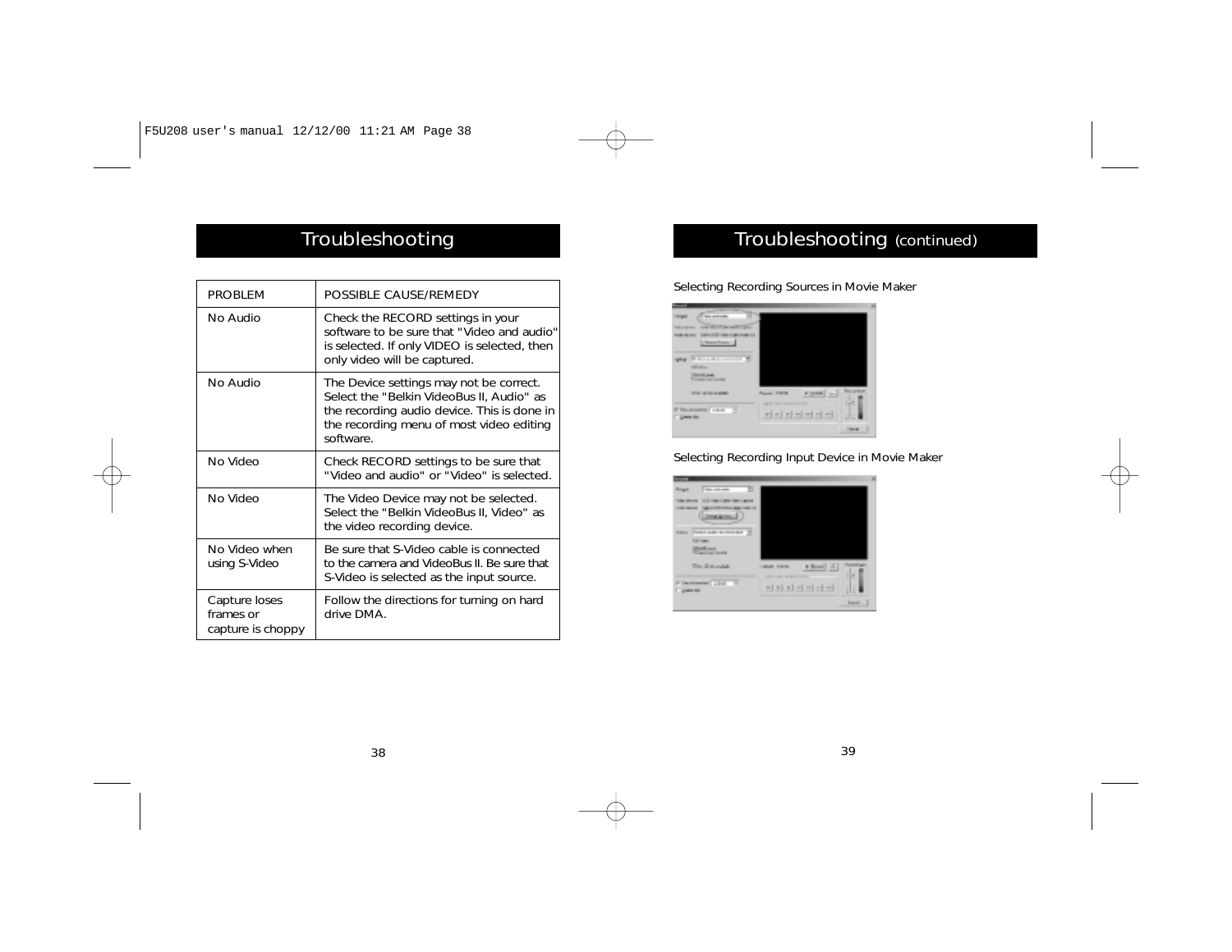# Troubleshooting

| PROBLEM | POSSIBLE CAUSE/REMEDY |
|---|---|
| No Audio | Check the RECORD settings in your software to be sure that "Video and audio" is selected. If only VIDEO is selected, then only video will be captured. |
| No Audio | The Device settings may not be correct. Select the "Belkin VideoBus II, Audio" as the recording audio device. This is done in the recording menu of most video editing software. |
| No Video | Check RECORD settings to be sure that "Video and audio" or "Video" is selected. |
| No Video | The Video Device may not be selected. Select the "Belkin VideoBus II, Video" as the video recording device. |
| No Video when using S-Video | Be sure that S-Video cable is connected to the camera and VideoBus II. Be sure that S-Video is selected as the input source. |
| Capture loses frames or capture is choppy | Follow the directions for turning on hard drive DMA. |

# Troubleshooting (continued)

Selecting Recording Sources in Movie Maker

Selecting Recording Input Device in Movie Maker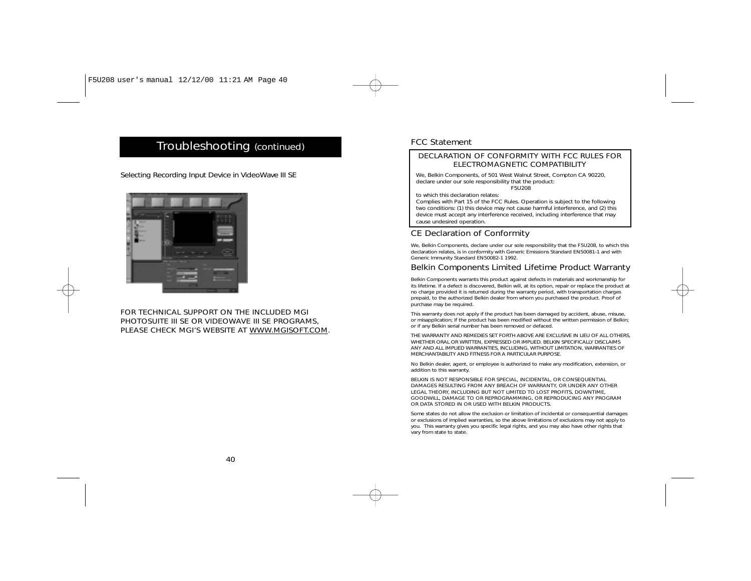# Troubleshooting (continued)

Selecting Recording Input Device in VideoWave III SE

FOR TECHNICAL SUPPORT ON THE INCLUDED MGI PHOTOSUITE III SE OR VIDEOWAVE III SE PROGRAMS, PLEASE CHECK MGI'S WEBSITE AT WWW.MGISOFT.COM.

## FCC Statement

**DECLARATION OF CONFORMITY WITH FCC RULES FOR ELECTROMAGNETIC COMPATIBILITY**

We, Belkin Components, of 501 West Walnut Street, Compton CA 90220, declare under our sole responsibility that the product:

F5U208

to which this declaration relates:

Complies with Part 15 of the FCC Rules. Operation is subject to the following two conditions: (1) this device may not cause harmful interference, and (2) this device must accept any interference received, including interference that may cause undesired operation.

## CE Declaration of Conformity

We, Belkin Components, declare under our sole responsibility that the F5U208, to which this declaration relates, is in conformity with Generic Emissions Standard EN50081-1 and with Generic Immunity Standard EN50082-1 1992.

## Belkin Components Limited Lifetime Product Warranty

Belkin Components warrants this product against defects in materials and workmanship for its lifetime. If a defect is discovered, Belkin will, at its option, repair or replace the product at no charge provided it is returned during the warranty period, with transportation charges prepaid, to the authorized Belkin dealer from whom you purchased the product. Proof of purchase may be required.

This warranty does not apply if the product has been damaged by accident, abuse, misuse, or misapplication; if the product has been modified without the written permission of Belkin; or if any Belkin serial number has been removed or defaced.

THE WARRANTY AND REMEDIES SET FORTH ABOVE ARE EXCLUSIVE IN LIEU OF ALL OTHERS, WHETHER ORAL OR WRITTEN, EXPRESSED OR IMPLIED. BELKIN SPECIFICALLY DISCLAIMS ANY AND ALL IMPLIED WARRANTIES, INCLUDING, WITHOUT LIMITATION, WARRANTIES OF MERCHANTABILITY AND FITNESS FOR A PARTICULAR PURPOSE.

No Belkin dealer, agent, or employee is authorized to make any modification, extension, or addition to this warranty.

BELKIN IS NOT RESPONSIBLE FOR SPECIAL, INCIDENTAL, OR CONSEQUENTIAL DAMAGES RESULTING FROM ANY BREACH OF WARRANTY, OR UNDER ANY OTHER LEGAL THEORY, INCLUDING BUT NOT LIMITED TO LOST PROFITS, DOWNTIME, GOODWILL, DAMAGE TO OR REPROGRAMMING, OR REPRODUCING ANY PROGRAM OR DATA STORED IN OR USED WITH BELKIN PRODUCTS.

Some states do not allow the exclusion or limitation of incidental or consequential damages or exclusions of implied warranties, so the above limitations of exclusions may not apply to you. This warranty gives you specific legal rights, and you may also have other rights that vary from state to state.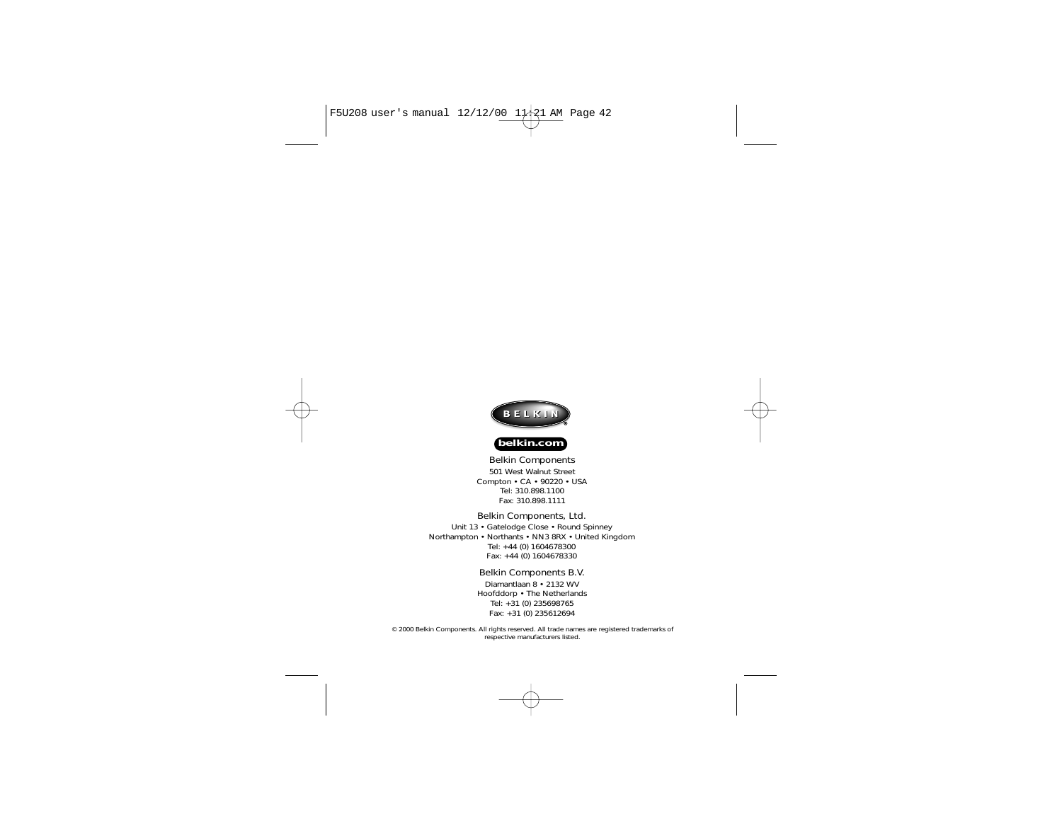BELKIN

belkin.com

Belkin Components

501 West Walnut Street
Compton • CA • 90220 • USA
Tel: 310.898.1100
Fax: 310.898.1111

Belkin Components, Ltd.

Unit 13 • Gatelodge Close • Round Spinney
Northampton • Northants • NN3 8RX • United Kingdom
Tel: +44 (0) 1604678300
Fax: +44 (0) 1604678330

Belkin Components B.V.

Diamantlaan 8 • 2132 WV
Hoofddorp • The Netherlands
Tel: +31 (0) 235698765
Fax: +31 (0) 235612694

© 2000 Belkin Components. All rights reserved. All trade names are registered trademarks of respective manufacturers listed.